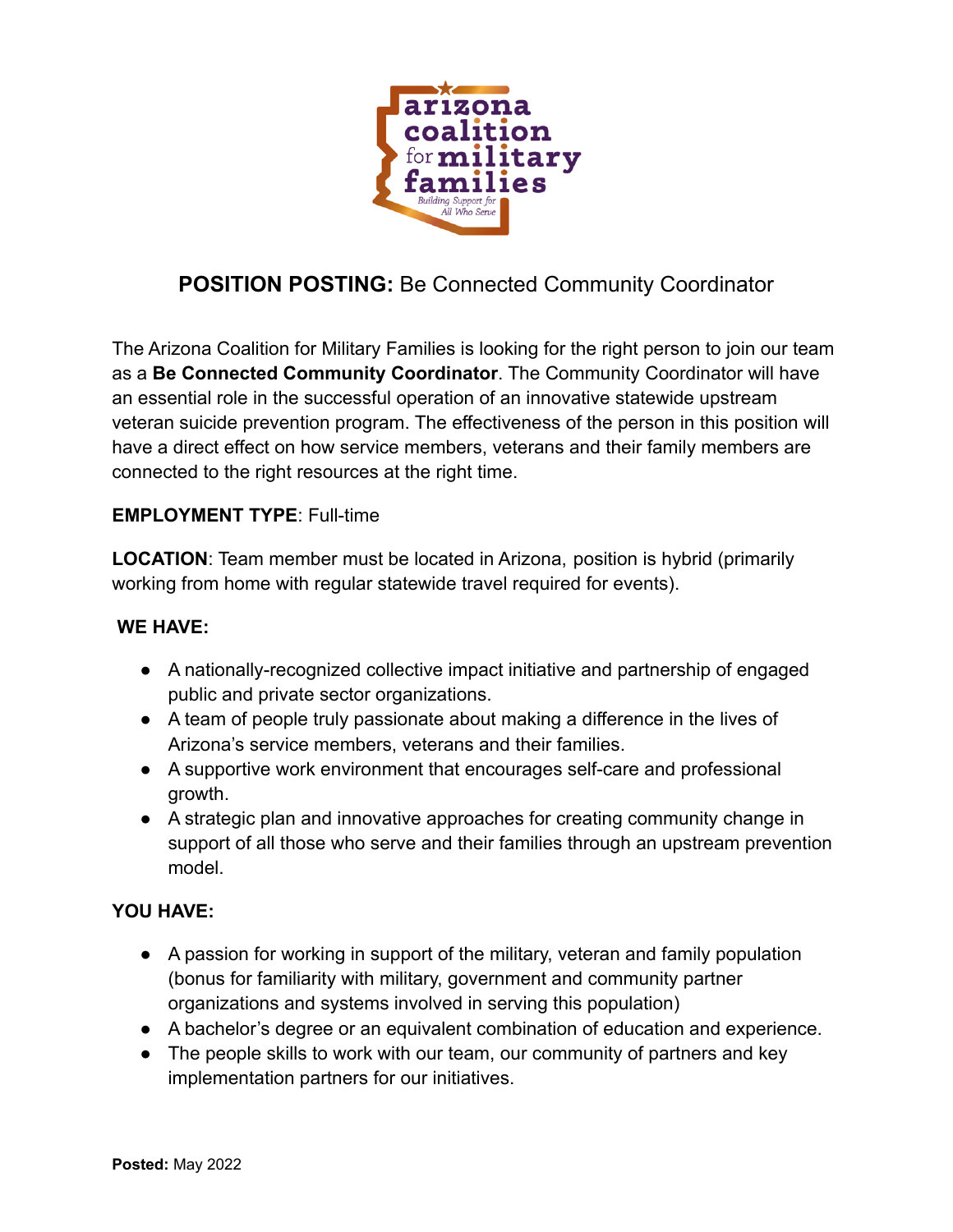arizona coalition for military families

Building Support for All Who Serve

# **POSITION POSTING:** Be Connected Community Coordinator

The Arizona Coalition for Military Families is looking for the right person to join our team as a **Be Connected Community Coordinator**. The Community Coordinator will have an essential role in the successful operation of an innovative statewide upstream veteran suicide prevention program. The effectiveness of the person in this position will have a direct effect on how service members, veterans and their family members are connected to the right resources at the right time.

**EMPLOYMENT TYPE**: Full-time

**LOCATION**: Team member must be located in Arizona, position is hybrid (primarily working from home with regular statewide travel required for events).

**WE HAVE:**

- A nationally-recognized collective impact initiative and partnership of engaged public and private sector organizations.
- A team of people truly passionate about making a difference in the lives of Arizona's service members, veterans and their families.
- A supportive work environment that encourages self-care and professional growth.
- A strategic plan and innovative approaches for creating community change in support of all those who serve and their families through an upstream prevention model.

**YOU HAVE:**

- A passion for working in support of the military, veteran and family population (bonus for familiarity with military, government and community partner organizations and systems involved in serving this population)
- A bachelor's degree or an equivalent combination of education and experience.
- The people skills to work with our team, our community of partners and key implementation partners for our initiatives.

**Posted:** May 2022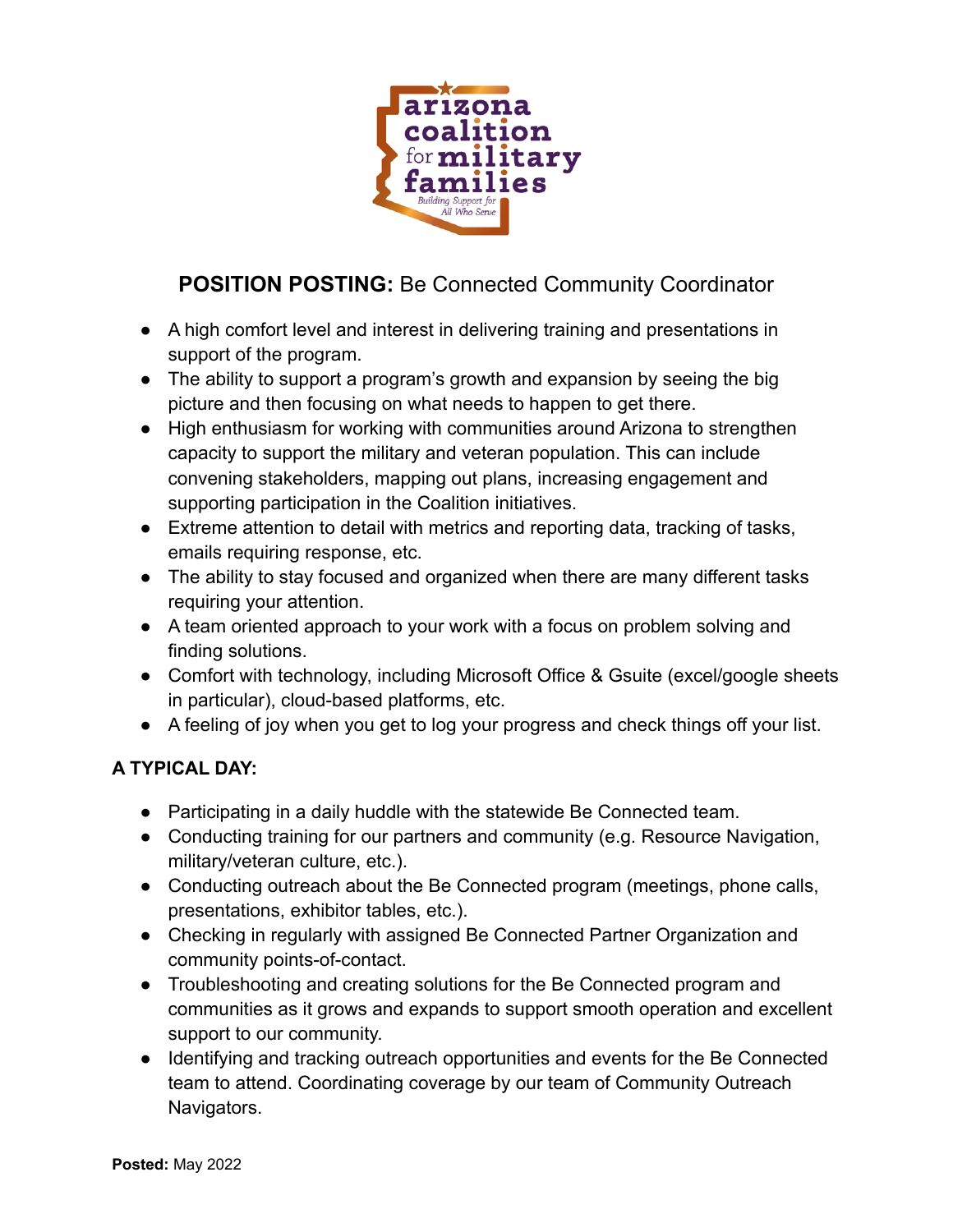**POSITION POSTING:** Be Connected Community Coordinator

- A high comfort level and interest in delivering training and presentations in support of the program.
- The ability to support a program's growth and expansion by seeing the big picture and then focusing on what needs to happen to get there.
- High enthusiasm for working with communities around Arizona to strengthen capacity to support the military and veteran population. This can include convening stakeholders, mapping out plans, increasing engagement and supporting participation in the Coalition initiatives.
- Extreme attention to detail with metrics and reporting data, tracking of tasks, emails requiring response, etc.
- The ability to stay focused and organized when there are many different tasks requiring your attention.
- A team oriented approach to your work with a focus on problem solving and finding solutions.
- Comfort with technology, including Microsoft Office & Gsuite (excel/google sheets in particular), cloud-based platforms, etc.
- A feeling of joy when you get to log your progress and check things off your list.

**A TYPICAL DAY:**

- Participating in a daily huddle with the statewide Be Connected team.
- Conducting training for our partners and community (e.g. Resource Navigation, military/veteran culture, etc.).
- Conducting outreach about the Be Connected program (meetings, phone calls, presentations, exhibitor tables, etc.).
- Checking in regularly with assigned Be Connected Partner Organization and community points-of-contact.
- Troubleshooting and creating solutions for the Be Connected program and communities as it grows and expands to support smooth operation and excellent support to our community.
- Identifying and tracking outreach opportunities and events for the Be Connected team to attend. Coordinating coverage by our team of Community Outreach Navigators.

**Posted:** May 2022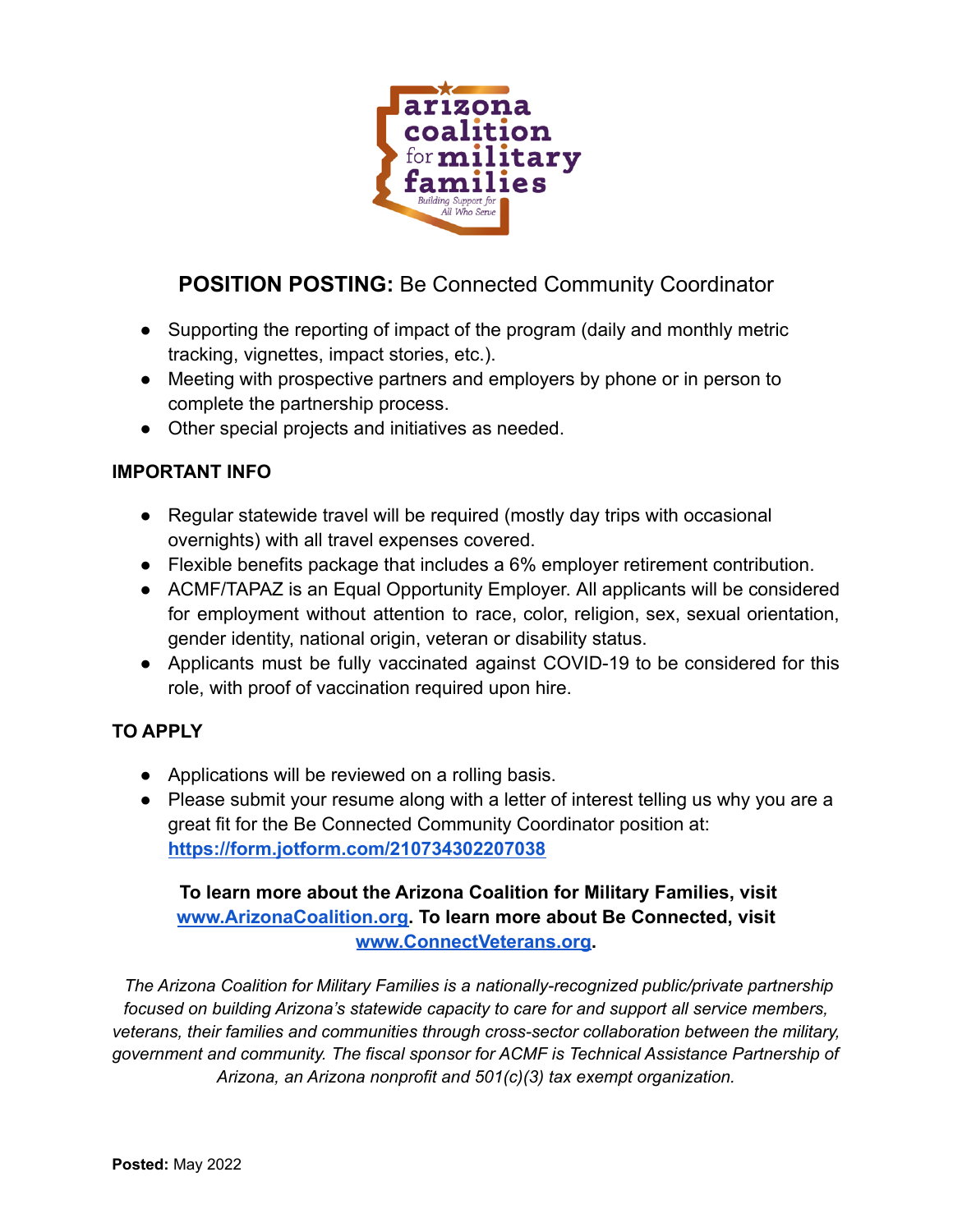**POSITION POSTING:** Be Connected Community Coordinator

- Supporting the reporting of impact of the program (daily and monthly metric tracking, vignettes, impact stories, etc.).
- Meeting with prospective partners and employers by phone or in person to complete the partnership process.
- Other special projects and initiatives as needed.

### IMPORTANT INFO

- Regular statewide travel will be required (mostly day trips with occasional overnights) with all travel expenses covered.
- Flexible benefits package that includes a 6% employer retirement contribution.
- ACMF/TAPAZ is an Equal Opportunity Employer. All applicants will be considered for employment without attention to race, color, religion, sex, sexual orientation, gender identity, national origin, veteran or disability status.
- Applicants must be fully vaccinated against COVID-19 to be considered for this role, with proof of vaccination required upon hire.

### TO APPLY

- Applications will be reviewed on a rolling basis.
- Please submit your resume along with a letter of interest telling us why you are a great fit for the Be Connected Community Coordinator position at: **https://form.jotform.com/210734302207038**

**To learn more about the Arizona Coalition for Military Families, visit www.ArizonaCoalition.org. To learn more about Be Connected, visit www.ConnectVeterans.org.**

*The Arizona Coalition for Military Families is a nationally-recognized public/private partnership focused on building Arizona's statewide capacity to care for and support all service members, veterans, their families and communities through cross-sector collaboration between the military, government and community. The fiscal sponsor for ACMF is Technical Assistance Partnership of Arizona, an Arizona nonprofit and 501(c)(3) tax exempt organization.*

**Posted:** May 2022